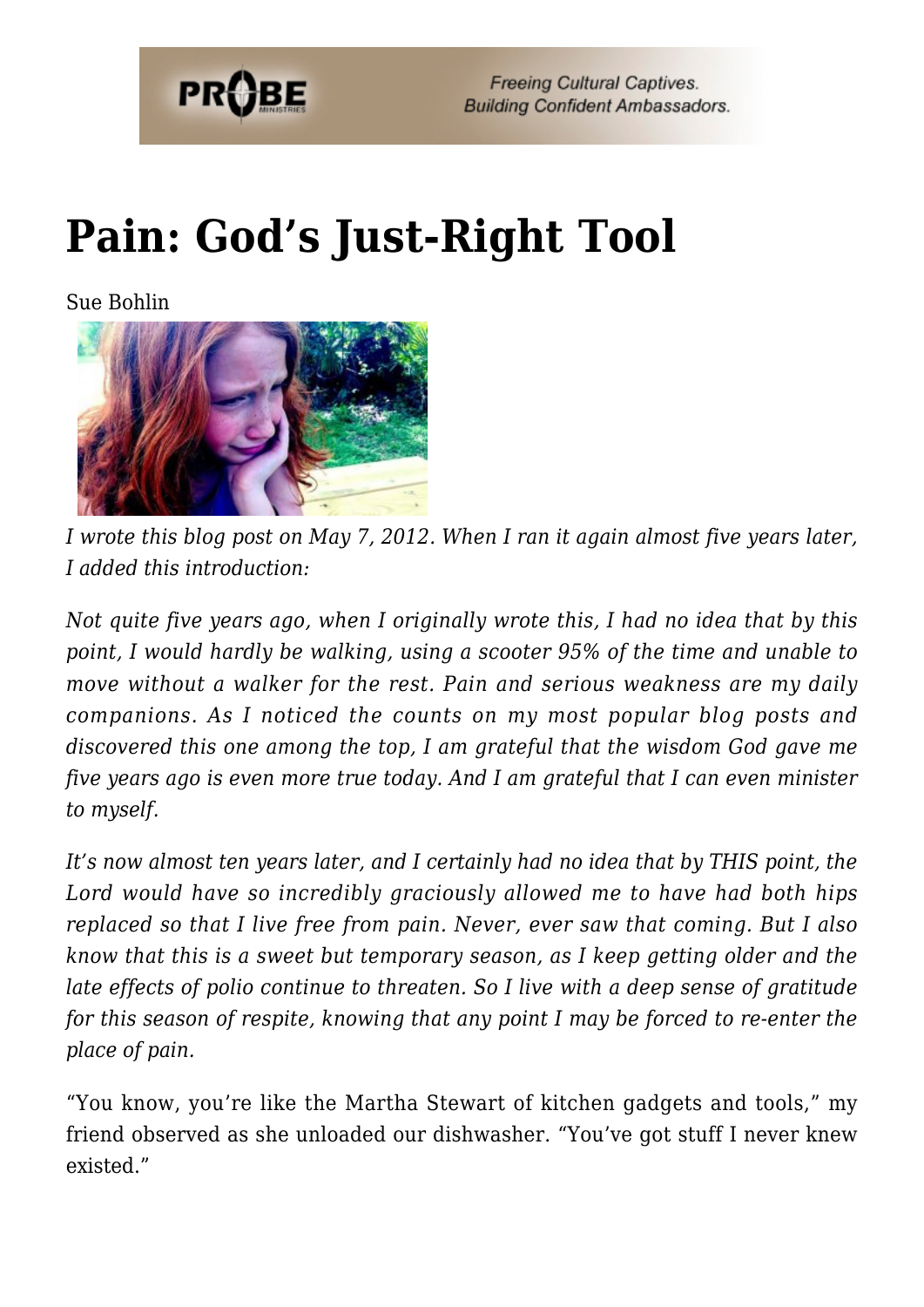# Pain: God's Just-Right Tool

Sue Bohlin

*I wrote this blog post on May 7, 2012. When I ran it again almost five years later, I added this introduction:*

*Not quite five years ago, when I originally wrote this, I had no idea that by this point, I would hardly be walking, using a scooter 95% of the time and unable to move without a walker for the rest. Pain and serious weakness are my daily companions. As I noticed the counts on my most popular blog posts and discovered this one among the top, I am grateful that the wisdom God gave me five years ago is even more true today. And I am grateful that I can even minister to myself.*

*It's now almost ten years later, and I certainly had no idea that by THIS point, the Lord would have so incredibly graciously allowed me to have had both hips replaced so that I live free from pain. Never, ever saw that coming. But I also know that this is a sweet but temporary season, as I keep getting older and the late effects of polio continue to threaten. So I live with a deep sense of gratitude for this season of respite, knowing that any point I may be forced to re-enter the place of pain.*

"You know, you're like the Martha Stewart of kitchen gadgets and tools," my friend observed as she unloaded our dishwasher. "You've got stuff I never knew existed."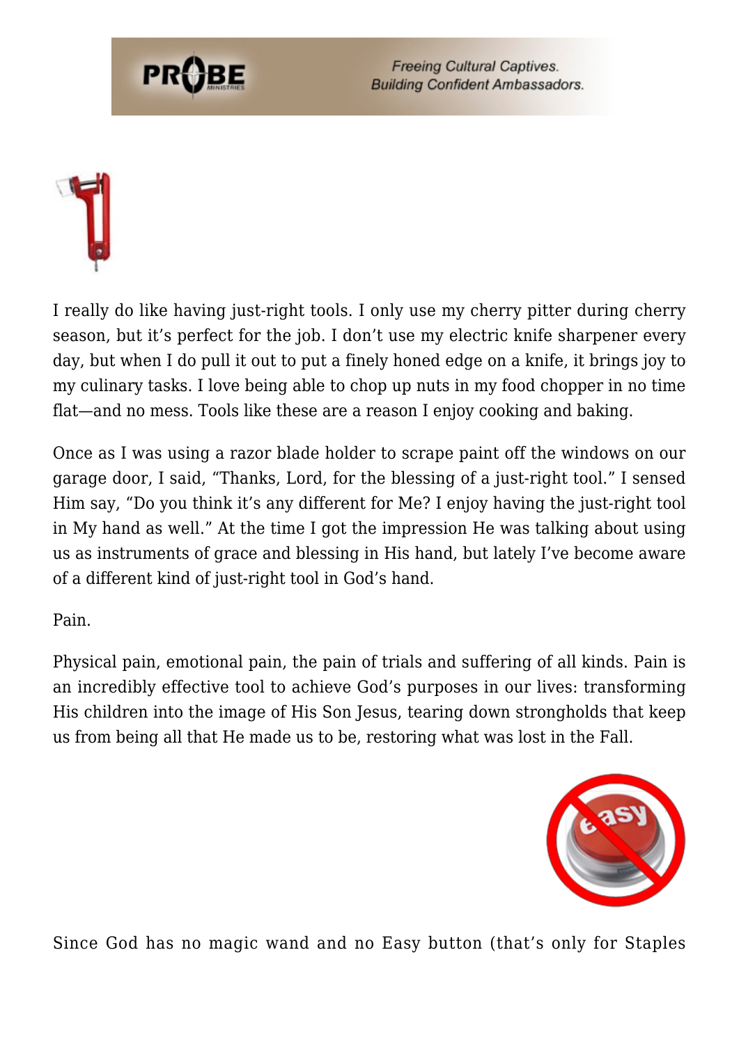I really do like having just-right tools. I only use my cherry pitter during cherry season, but it's perfect for the job. I don't use my electric knife sharpener every day, but when I do pull it out to put a finely honed edge on a knife, it brings joy to my culinary tasks. I love being able to chop up nuts in my food chopper in no time flat—and no mess. Tools like these are a reason I enjoy cooking and baking.

Once as I was using a razor blade holder to scrape paint off the windows on our garage door, I said, "Thanks, Lord, for the blessing of a just-right tool." I sensed Him say, "Do you think it's any different for Me? I enjoy having the just-right tool in My hand as well." At the time I got the impression He was talking about using us as instruments of grace and blessing in His hand, but lately I've become aware of a different kind of just-right tool in God's hand.

Pain.

Physical pain, emotional pain, the pain of trials and suffering of all kinds. Pain is an incredibly effective tool to achieve God's purposes in our lives: transforming His children into the image of His Son Jesus, tearing down strongholds that keep us from being all that He made us to be, restoring what was lost in the Fall.

Since God has no magic wand and no Easy button (that's only for Staples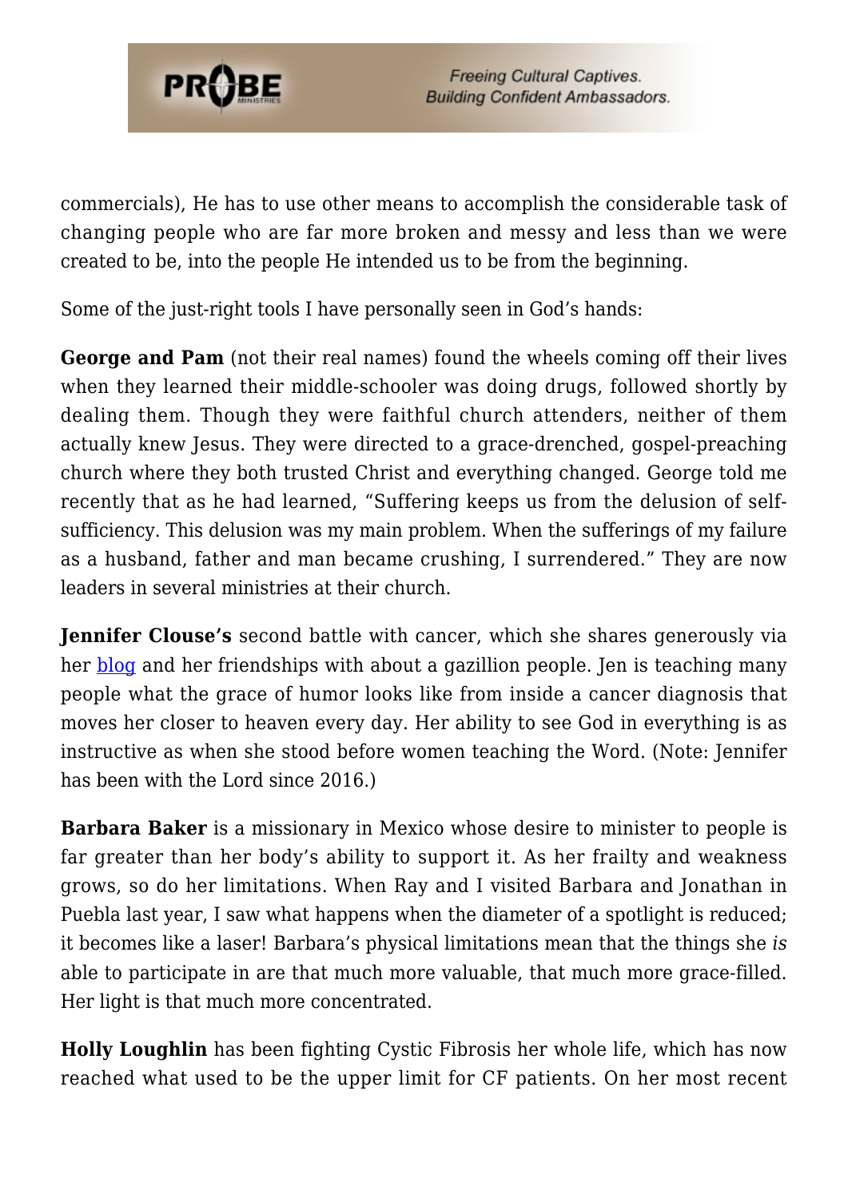commercials), He has to use other means to accomplish the considerable task of changing people who are far more broken and messy and less than we were created to be, into the people He intended us to be from the beginning.

Some of the just-right tools I have personally seen in God's hands:

**George and Pam** (not their real names) found the wheels coming off their lives when they learned their middle-schooler was doing drugs, followed shortly by dealing them. Though they were faithful church attenders, neither of them actually knew Jesus. They were directed to a grace-drenched, gospel-preaching church where they both trusted Christ and everything changed. George told me recently that as he had learned, "Suffering keeps us from the delusion of self-sufficiency. This delusion was my main problem. When the sufferings of my failure as a husband, father and man became crushing, I surrendered." They are now leaders in several ministries at their church.

**Jennifer Clouse's** second battle with cancer, which she shares generously via her blog and her friendships with about a gazillion people. Jen is teaching many people what the grace of humor looks like from inside a cancer diagnosis that moves her closer to heaven every day. Her ability to see God in everything is as instructive as when she stood before women teaching the Word. (Note: Jennifer has been with the Lord since 2016.)

**Barbara Baker** is a missionary in Mexico whose desire to minister to people is far greater than her body's ability to support it. As her frailty and weakness grows, so do her limitations. When Ray and I visited Barbara and Jonathan in Puebla last year, I saw what happens when the diameter of a spotlight is reduced; it becomes like a laser! Barbara's physical limitations mean that the things she *is* able to participate in are that much more valuable, that much more grace-filled. Her light is that much more concentrated.

**Holly Loughlin** has been fighting Cystic Fibrosis her whole life, which has now reached what used to be the upper limit for CF patients. On her most recent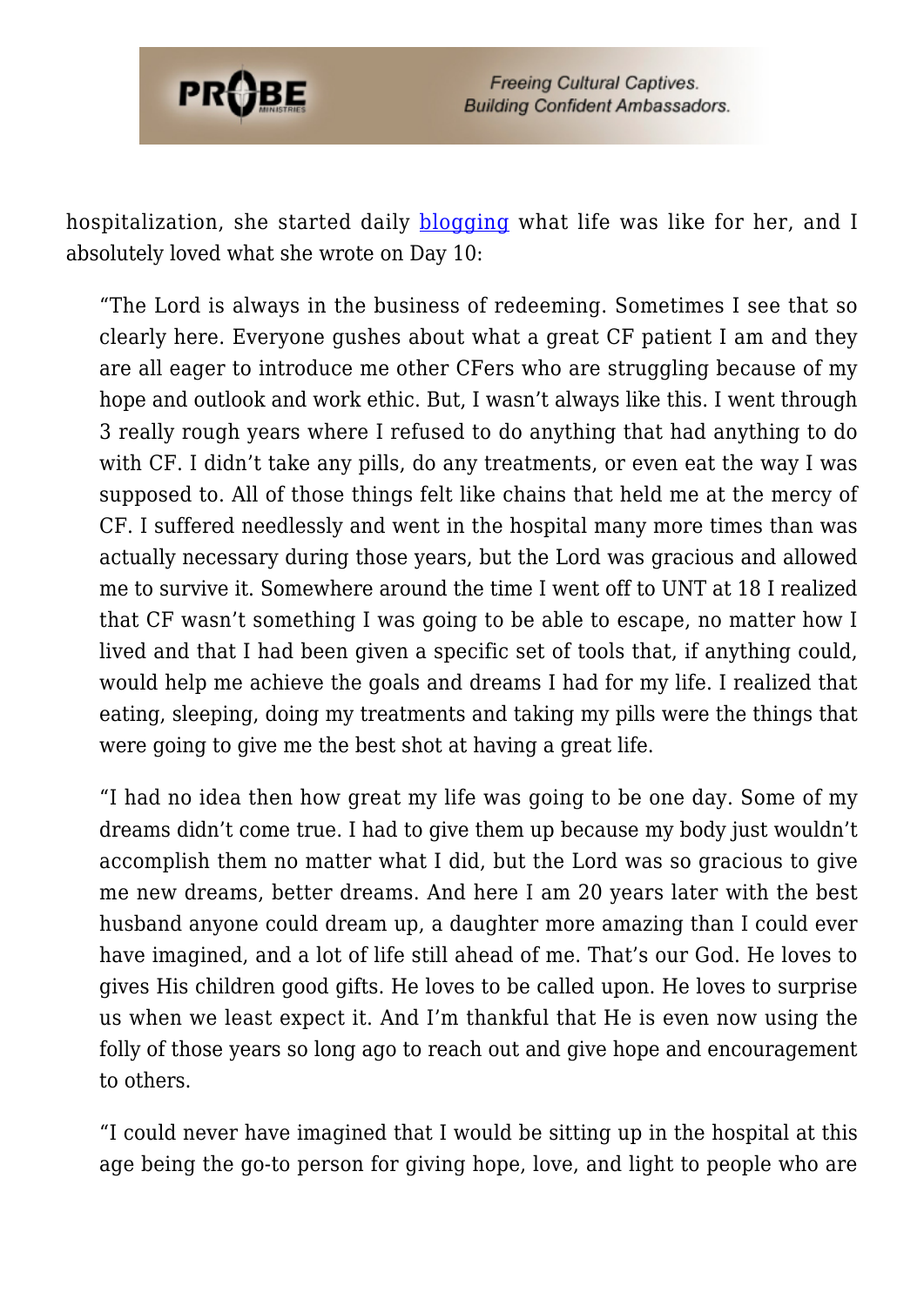hospitalization, she started daily [blogging](#) what life was like for her, and I absolutely loved what she wrote on Day 10:

> "The Lord is always in the business of redeeming. Sometimes I see that so clearly here. Everyone gushes about what a great CF patient I am and they are all eager to introduce me other CFers who are struggling because of my hope and outlook and work ethic. But, I wasn't always like this. I went through 3 really rough years where I refused to do anything that had anything to do with CF. I didn't take any pills, do any treatments, or even eat the way I was supposed to. All of those things felt like chains that held me at the mercy of CF. I suffered needlessly and went in the hospital many more times than was actually necessary during those years, but the Lord was gracious and allowed me to survive it. Somewhere around the time I went off to UNT at 18 I realized that CF wasn't something I was going to be able to escape, no matter how I lived and that I had been given a specific set of tools that, if anything could, would help me achieve the goals and dreams I had for my life. I realized that eating, sleeping, doing my treatments and taking my pills were the things that were going to give me the best shot at having a great life.
>
> "I had no idea then how great my life was going to be one day. Some of my dreams didn't come true. I had to give them up because my body just wouldn't accomplish them no matter what I did, but the Lord was so gracious to give me new dreams, better dreams. And here I am 20 years later with the best husband anyone could dream up, a daughter more amazing than I could ever have imagined, and a lot of life still ahead of me. That's our God. He loves to gives His children good gifts. He loves to be called upon. He loves to surprise us when we least expect it. And I'm thankful that He is even now using the folly of those years so long ago to reach out and give hope and encouragement to others.
>
> "I could never have imagined that I would be sitting up in the hospital at this age being the go-to person for giving hope, love, and light to people who are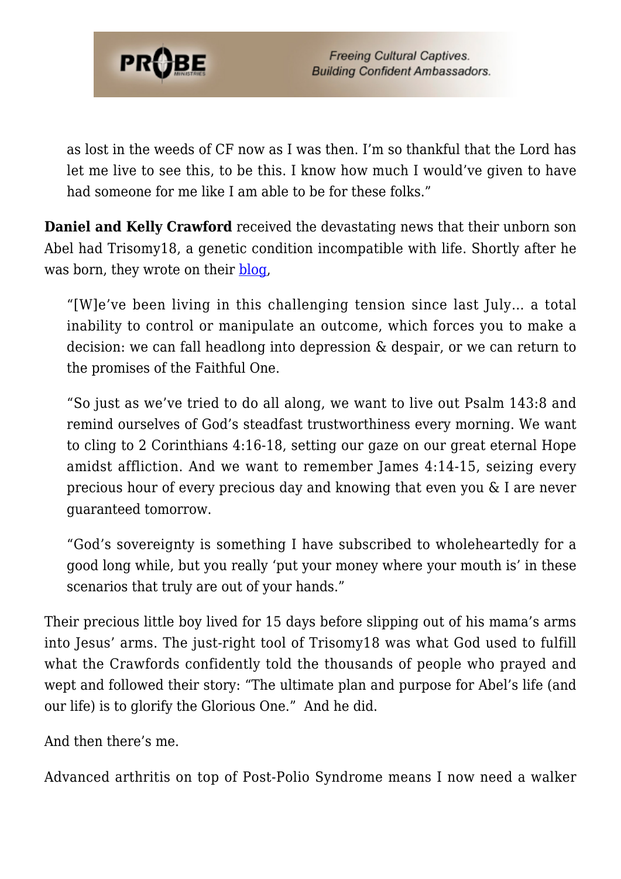> as lost in the weeds of CF now as I was then. I'm so thankful that the Lord has let me live to see this, to be this. I know how much I would've given to have had someone for me like I am able to be for these folks."

**Daniel and Kelly Crawford** received the devastating news that their unborn son Abel had Trisomy18, a genetic condition incompatible with life. Shortly after he was born, they wrote on their blog,

> "[W]e've been living in this challenging tension since last July… a total inability to control or manipulate an outcome, which forces you to make a decision: we can fall headlong into depression & despair, or we can return to the promises of the Faithful One.
>
> "So just as we've tried to do all along, we want to live out Psalm 143:8 and remind ourselves of God's steadfast trustworthiness every morning. We want to cling to 2 Corinthians 4:16-18, setting our gaze on our great eternal Hope amidst affliction. And we want to remember James 4:14-15, seizing every precious hour of every precious day and knowing that even you & I are never guaranteed tomorrow.
>
> "God's sovereignty is something I have subscribed to wholeheartedly for a good long while, but you really 'put your money where your mouth is' in these scenarios that truly are out of your hands."

Their precious little boy lived for 15 days before slipping out of his mama's arms into Jesus' arms. The just-right tool of Trisomy18 was what God used to fulfill what the Crawfords confidently told the thousands of people who prayed and wept and followed their story: "The ultimate plan and purpose for Abel's life (and our life) is to glorify the Glorious One." And he did.

And then there's me.

Advanced arthritis on top of Post-Polio Syndrome means I now need a walker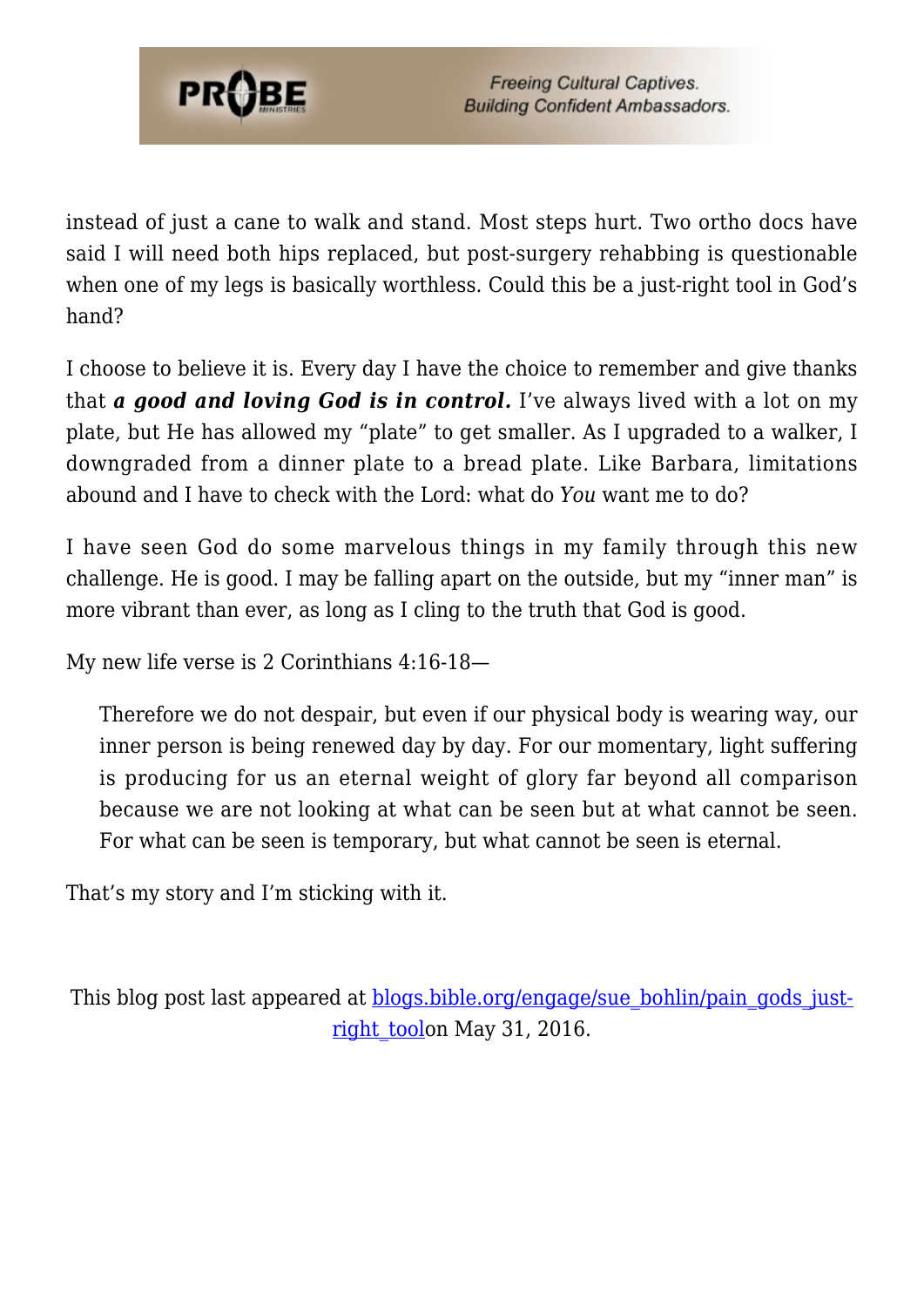instead of just a cane to walk and stand. Most steps hurt. Two ortho docs have said I will need both hips replaced, but post-surgery rehabbing is questionable when one of my legs is basically worthless. Could this be a just-right tool in God's hand?

I choose to believe it is. Every day I have the choice to remember and give thanks that ***a good and loving God is in control.*** I've always lived with a lot on my plate, but He has allowed my "plate" to get smaller. As I upgraded to a walker, I downgraded from a dinner plate to a bread plate. Like Barbara, limitations abound and I have to check with the Lord: what do *You* want me to do?

I have seen God do some marvelous things in my family through this new challenge. He is good. I may be falling apart on the outside, but my "inner man" is more vibrant than ever, as long as I cling to the truth that God is good.

My new life verse is 2 Corinthians 4:16-18—

> Therefore we do not despair, but even if our physical body is wearing way, our inner person is being renewed day by day. For our momentary, light suffering is producing for us an eternal weight of glory far beyond all comparison because we are not looking at what can be seen but at what cannot be seen. For what can be seen is temporary, but what cannot be seen is eternal.

That's my story and I'm sticking with it.

This blog post last appeared at [blogs.bible.org/engage/sue_bohlin/pain_gods_just-right_tool](blogs.bible.org/engage/sue_bohlin/pain_gods_just-right_tool)on May 31, 2016.